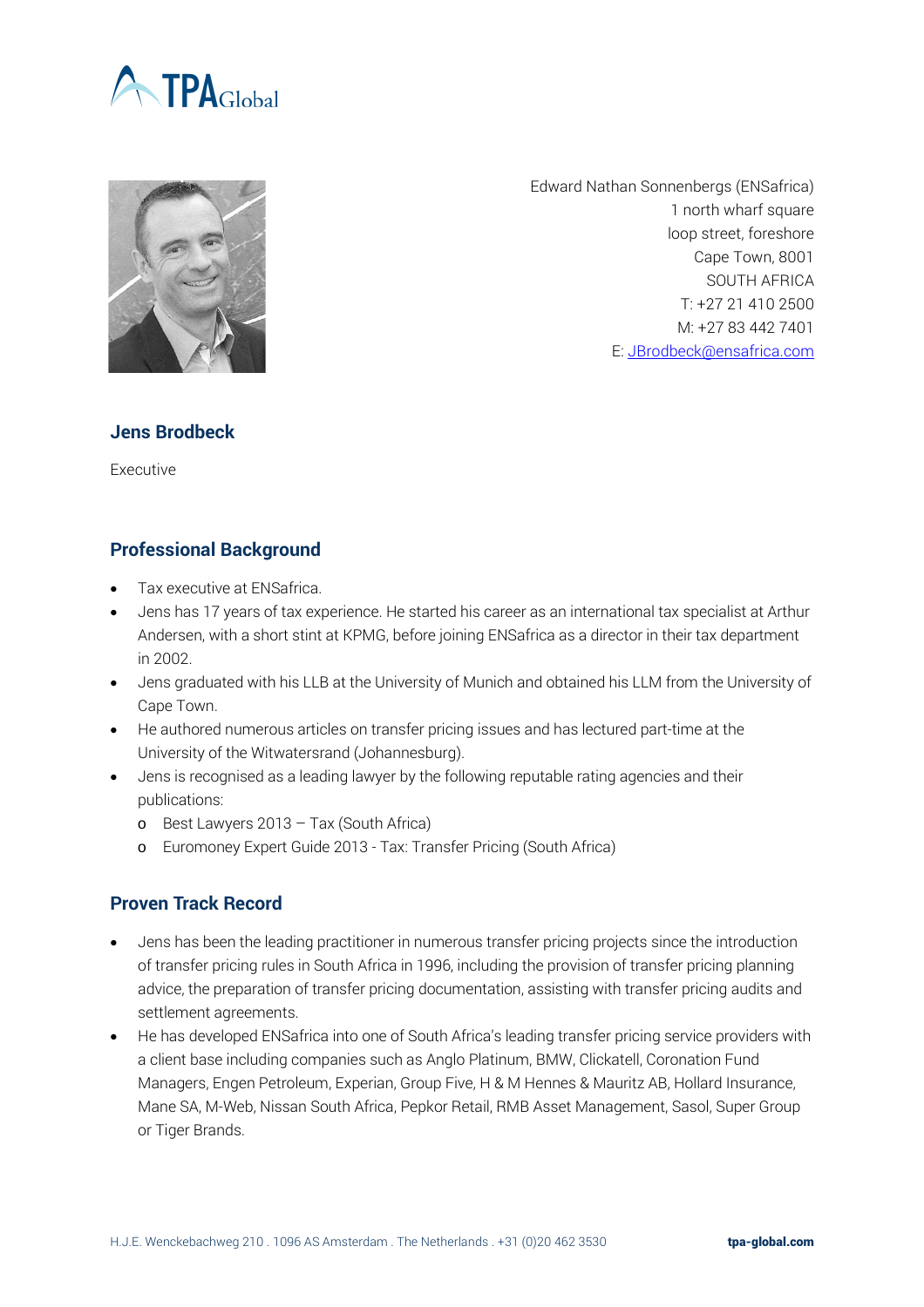Edward Nathan Sonnenbergs (ENSafrica)
1 north wharf square
loop street, foreshore
Cape Town, 8001
SOUTH AFRICA
T: +27 21 410 2500
M: +27 83 442 7401
E: JBrodbeck@ensafrica.com

## Jens Brodbeck

Executive

## Professional Background

- Tax executive at ENSafrica.
- Jens has 17 years of tax experience. He started his career as an international tax specialist at Arthur Andersen, with a short stint at KPMG, before joining ENSafrica as a director in their tax department in 2002.
- Jens graduated with his LLB at the University of Munich and obtained his LLM from the University of Cape Town.
- He authored numerous articles on transfer pricing issues and has lectured part-time at the University of the Witwatersrand (Johannesburg).
- Jens is recognised as a leading lawyer by the following reputable rating agencies and their publications:
  - Best Lawyers 2013 – Tax (South Africa)
  - Euromoney Expert Guide 2013 - Tax: Transfer Pricing (South Africa)

## Proven Track Record

- Jens has been the leading practitioner in numerous transfer pricing projects since the introduction of transfer pricing rules in South Africa in 1996, including the provision of transfer pricing planning advice, the preparation of transfer pricing documentation, assisting with transfer pricing audits and settlement agreements.
- He has developed ENSafrica into one of South Africa's leading transfer pricing service providers with a client base including companies such as Anglo Platinum, BMW, Clickatell, Coronation Fund Managers, Engen Petroleum, Experian, Group Five, H & M Hennes & Mauritz AB, Hollard Insurance, Mane SA, M-Web, Nissan South Africa, Pepkor Retail, RMB Asset Management, Sasol, Super Group or Tiger Brands.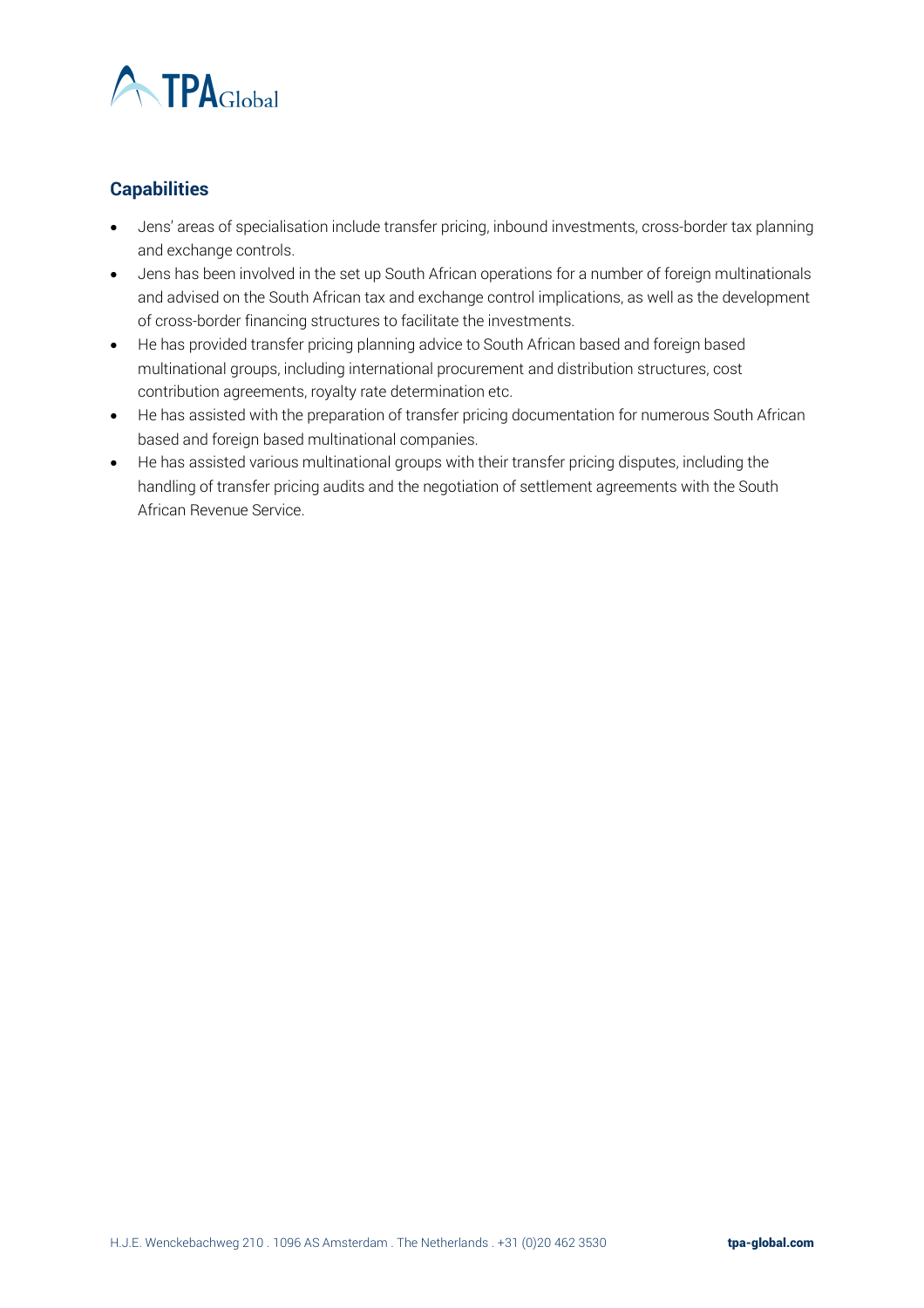## Capabilities

- Jens' areas of specialisation include transfer pricing, inbound investments, cross-border tax planning and exchange controls.
- Jens has been involved in the set up South African operations for a number of foreign multinationals and advised on the South African tax and exchange control implications, as well as the development of cross-border financing structures to facilitate the investments.
- He has provided transfer pricing planning advice to South African based and foreign based multinational groups, including international procurement and distribution structures, cost contribution agreements, royalty rate determination etc.
- He has assisted with the preparation of transfer pricing documentation for numerous South African based and foreign based multinational companies.
- He has assisted various multinational groups with their transfer pricing disputes, including the handling of transfer pricing audits and the negotiation of settlement agreements with the South African Revenue Service.